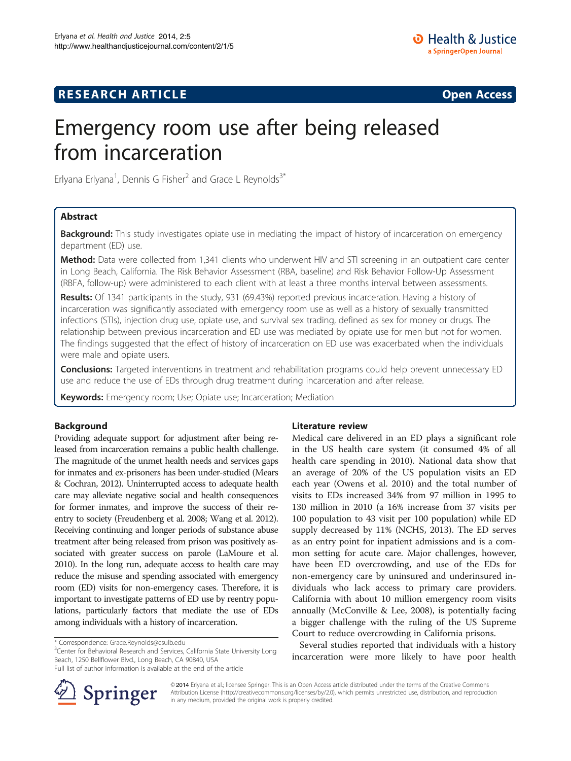RESEARCH ARTICLE Open Access

# Emergency room use after being released from incarceration

Erlyana Erlyana[1], Dennis G Fisher[2] and Grace L Reynolds[3*]

## Abstract

**Background:** This study investigates opiate use in mediating the impact of history of incarceration on emergency department (ED) use.

**Method:** Data were collected from 1,341 clients who underwent HIV and STI screening in an outpatient care center in Long Beach, California. The Risk Behavior Assessment (RBA, baseline) and Risk Behavior Follow-Up Assessment (RBFA, follow-up) were administered to each client with at least a three months interval between assessments.

**Results:** Of 1341 participants in the study, 931 (69.43%) reported previous incarceration. Having a history of incarceration was significantly associated with emergency room use as well as a history of sexually transmitted infections (STIs), injection drug use, opiate use, and survival sex trading, defined as sex for money or drugs. The relationship between previous incarceration and ED use was mediated by opiate use for men but not for women. The findings suggested that the effect of history of incarceration on ED use was exacerbated when the individuals were male and opiate users.

**Conclusions:** Targeted interventions in treatment and rehabilitation programs could help prevent unnecessary ED use and reduce the use of EDs through drug treatment during incarceration and after release.

**Keywords:** Emergency room; Use; Opiate use; Incarceration; Mediation

## Background

Providing adequate support for adjustment after being released from incarceration remains a public health challenge. The magnitude of the unmet health needs and services gaps for inmates and ex-prisoners has been under-studied (Mears & Cochran, 2012). Uninterrupted access to adequate health care may alleviate negative social and health consequences for former inmates, and improve the success of their reentry to society (Freudenberg et al. 2008; Wang et al. 2012). Receiving continuing and longer periods of substance abuse treatment after being released from prison was positively associated with greater success on parole (LaMoure et al. 2010). In the long run, adequate access to health care may reduce the misuse and spending associated with emergency room (ED) visits for non-emergency cases. Therefore, it is important to investigate patterns of ED use by reentry populations, particularly factors that mediate the use of EDs among individuals with a history of incarceration.

## Literature review

Medical care delivered in an ED plays a significant role in the US health care system (it consumed 4% of all health care spending in 2010). National data show that an average of 20% of the US population visits an ED each year (Owens et al. 2010) and the total number of visits to EDs increased 34% from 97 million in 1995 to 130 million in 2010 (a 16% increase from 37 visits per 100 population to 43 visit per 100 population) while ED supply decreased by 11% (NCHS, 2013). The ED serves as an entry point for inpatient admissions and is a common setting for acute care. Major challenges, however, have been ED overcrowding, and use of the EDs for non-emergency care by uninsured and underinsured individuals who lack access to primary care providers. California with about 10 million emergency room visits annually (McConville & Lee, 2008), is potentially facing a bigger challenge with the ruling of the US Supreme Court to reduce overcrowding in California prisons.

Several studies reported that individuals with a history incarceration were more likely to have poor health

\* Correspondence: Grace.Reynolds@csulb.edu
[3]Center for Behavioral Research and Services, California State University Long Beach, 1250 Bellflower Blvd., Long Beach, CA 90840, USA
Full list of author information is available at the end of the article

© 2014 Erlyana et al.; licensee Springer. This is an Open Access article distributed under the terms of the Creative Commons Attribution License (http://creativecommons.org/licenses/by/2.0), which permits unrestricted use, distribution, and reproduction in any medium, provided the original work is properly credited.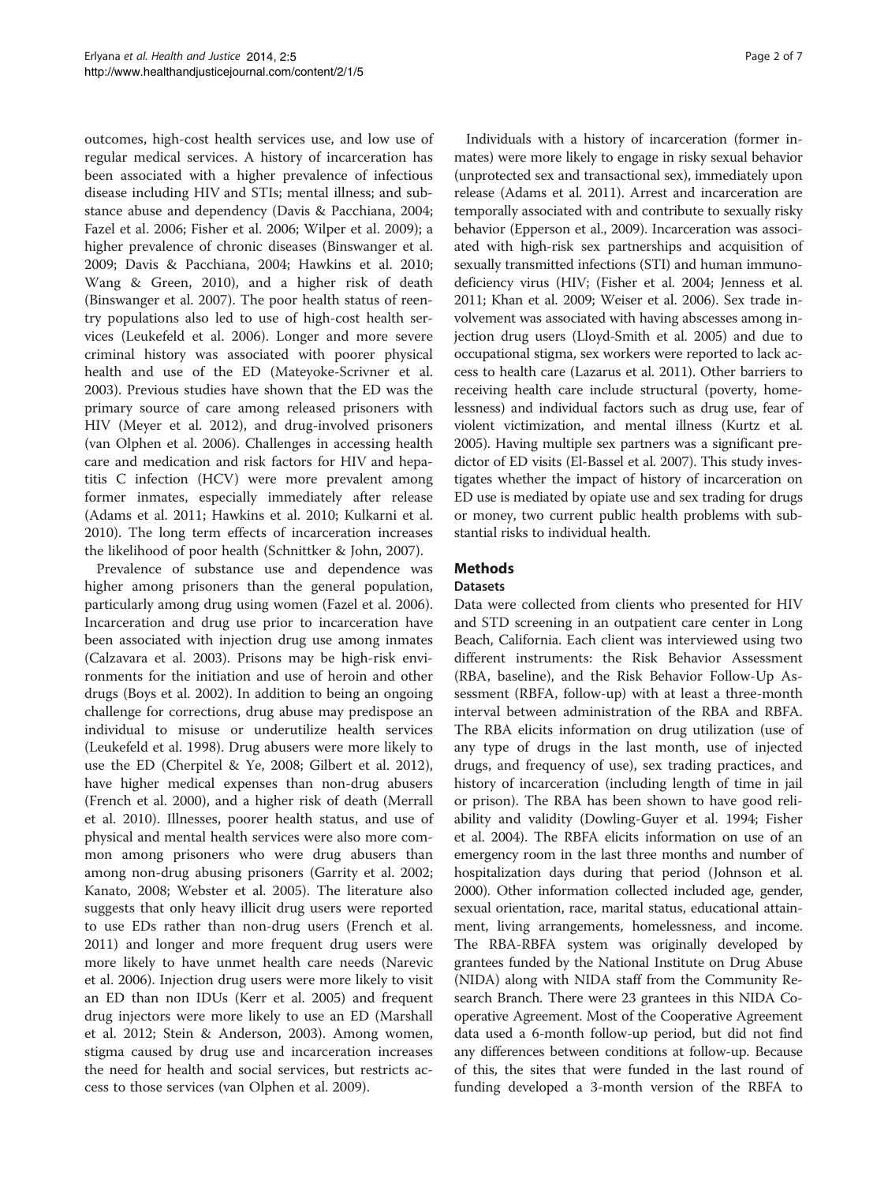outcomes, high-cost health services use, and low use of regular medical services. A history of incarceration has been associated with a higher prevalence of infectious disease including HIV and STIs; mental illness; and substance abuse and dependency (Davis & Pacchiana, 2004; Fazel et al. 2006; Fisher et al. 2006; Wilper et al. 2009); a higher prevalence of chronic diseases (Binswanger et al. 2009; Davis & Pacchiana, 2004; Hawkins et al. 2010; Wang & Green, 2010), and a higher risk of death (Binswanger et al. 2007). The poor health status of reentry populations also led to use of high-cost health services (Leukefeld et al. 2006). Longer and more severe criminal history was associated with poorer physical health and use of the ED (Mateyoke-Scrivner et al. 2003). Previous studies have shown that the ED was the primary source of care among released prisoners with HIV (Meyer et al. 2012), and drug-involved prisoners (van Olphen et al. 2006). Challenges in accessing health care and medication and risk factors for HIV and hepatitis C infection (HCV) were more prevalent among former inmates, especially immediately after release (Adams et al. 2011; Hawkins et al. 2010; Kulkarni et al. 2010). The long term effects of incarceration increases the likelihood of poor health (Schnittker & John, 2007).

Prevalence of substance use and dependence was higher among prisoners than the general population, particularly among drug using women (Fazel et al. 2006). Incarceration and drug use prior to incarceration have been associated with injection drug use among inmates (Calzavara et al. 2003). Prisons may be high-risk environments for the initiation and use of heroin and other drugs (Boys et al. 2002). In addition to being an ongoing challenge for corrections, drug abuse may predispose an individual to misuse or underutilize health services (Leukefeld et al. 1998). Drug abusers were more likely to use the ED (Cherpitel & Ye, 2008; Gilbert et al. 2012), have higher medical expenses than non-drug abusers (French et al. 2000), and a higher risk of death (Merrall et al. 2010). Illnesses, poorer health status, and use of physical and mental health services were also more common among prisoners who were drug abusers than among non-drug abusing prisoners (Garrity et al. 2002; Kanato, 2008; Webster et al. 2005). The literature also suggests that only heavy illicit drug users were reported to use EDs rather than non-drug users (French et al. 2011) and longer and more frequent drug users were more likely to have unmet health care needs (Narevic et al. 2006). Injection drug users were more likely to visit an ED than non IDUs (Kerr et al. 2005) and frequent drug injectors were more likely to use an ED (Marshall et al. 2012; Stein & Anderson, 2003). Among women, stigma caused by drug use and incarceration increases the need for health and social services, but restricts access to those services (van Olphen et al. 2009).

Individuals with a history of incarceration (former inmates) were more likely to engage in risky sexual behavior (unprotected sex and transactional sex), immediately upon release (Adams et al. 2011). Arrest and incarceration are temporally associated with and contribute to sexually risky behavior (Epperson et al., 2009). Incarceration was associated with high-risk sex partnerships and acquisition of sexually transmitted infections (STI) and human immunodeficiency virus (HIV; (Fisher et al. 2004; Jenness et al. 2011; Khan et al. 2009; Weiser et al. 2006). Sex trade involvement was associated with having abscesses among injection drug users (Lloyd-Smith et al. 2005) and due to occupational stigma, sex workers were reported to lack access to health care (Lazarus et al. 2011). Other barriers to receiving health care include structural (poverty, homelessness) and individual factors such as drug use, fear of violent victimization, and mental illness (Kurtz et al. 2005). Having multiple sex partners was a significant predictor of ED visits (El-Bassel et al. 2007). This study investigates whether the impact of history of incarceration on ED use is mediated by opiate use and sex trading for drugs or money, two current public health problems with substantial risks to individual health.

## Methods

### Datasets

Data were collected from clients who presented for HIV and STD screening in an outpatient care center in Long Beach, California. Each client was interviewed using two different instruments: the Risk Behavior Assessment (RBA, baseline), and the Risk Behavior Follow-Up Assessment (RBFA, follow-up) with at least a three-month interval between administration of the RBA and RBFA. The RBA elicits information on drug utilization (use of any type of drugs in the last month, use of injected drugs, and frequency of use), sex trading practices, and history of incarceration (including length of time in jail or prison). The RBA has been shown to have good reliability and validity (Dowling-Guyer et al. 1994; Fisher et al. 2004). The RBFA elicits information on use of an emergency room in the last three months and number of hospitalization days during that period (Johnson et al. 2000). Other information collected included age, gender, sexual orientation, race, marital status, educational attainment, living arrangements, homelessness, and income. The RBA-RBFA system was originally developed by grantees funded by the National Institute on Drug Abuse (NIDA) along with NIDA staff from the Community Research Branch. There were 23 grantees in this NIDA Cooperative Agreement. Most of the Cooperative Agreement data used a 6-month follow-up period, but did not find any differences between conditions at follow-up. Because of this, the sites that were funded in the last round of funding developed a 3-month version of the RBFA to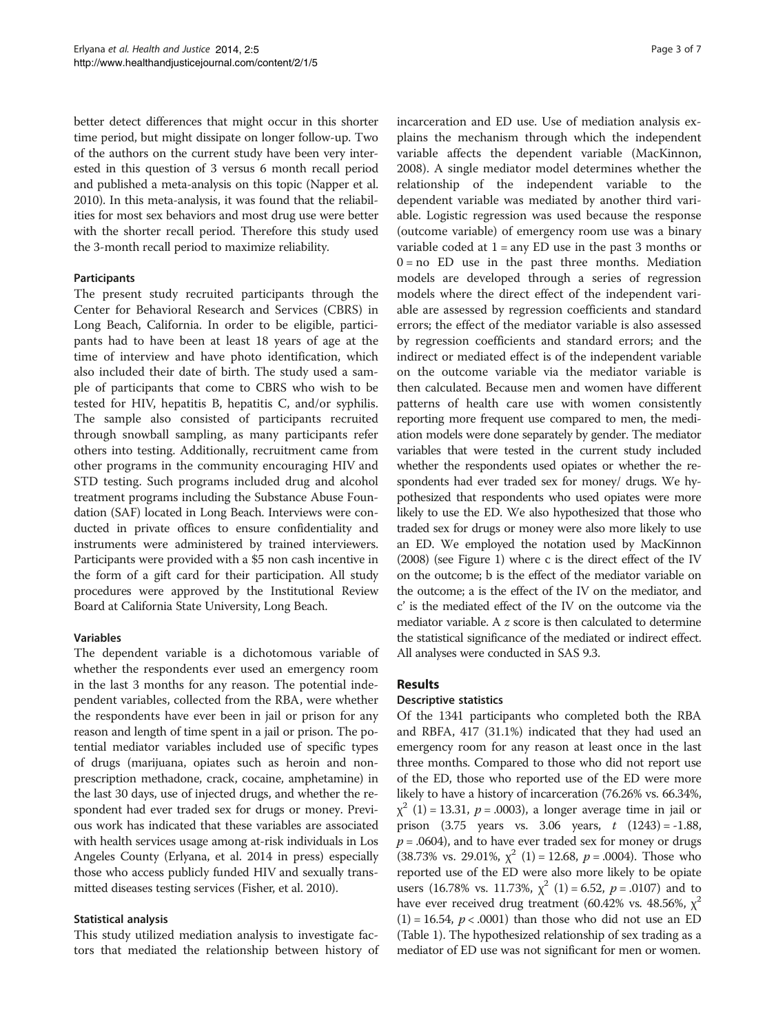better detect differences that might occur in this shorter time period, but might dissipate on longer follow-up. Two of the authors on the current study have been very interested in this question of 3 versus 6 month recall period and published a meta-analysis on this topic (Napper et al. 2010). In this meta-analysis, it was found that the reliabilities for most sex behaviors and most drug use were better with the shorter recall period. Therefore this study used the 3-month recall period to maximize reliability.

### Participants

The present study recruited participants through the Center for Behavioral Research and Services (CBRS) in Long Beach, California. In order to be eligible, participants had to have been at least 18 years of age at the time of interview and have photo identification, which also included their date of birth. The study used a sample of participants that come to CBRS who wish to be tested for HIV, hepatitis B, hepatitis C, and/or syphilis. The sample also consisted of participants recruited through snowball sampling, as many participants refer others into testing. Additionally, recruitment came from other programs in the community encouraging HIV and STD testing. Such programs included drug and alcohol treatment programs including the Substance Abuse Foundation (SAF) located in Long Beach. Interviews were conducted in private offices to ensure confidentiality and instruments were administered by trained interviewers. Participants were provided with a $5 non cash incentive in the form of a gift card for their participation. All study procedures were approved by the Institutional Review Board at California State University, Long Beach.

### Variables

The dependent variable is a dichotomous variable of whether the respondents ever used an emergency room in the last 3 months for any reason. The potential independent variables, collected from the RBA, were whether the respondents have ever been in jail or prison for any reason and length of time spent in a jail or prison. The potential mediator variables included use of specific types of drugs (marijuana, opiates such as heroin and non-prescription methadone, crack, cocaine, amphetamine) in the last 30 days, use of injected drugs, and whether the respondent had ever traded sex for drugs or money. Previous work has indicated that these variables are associated with health services usage among at-risk individuals in Los Angeles County (Erlyana, et al. 2014 in press) especially those who access publicly funded HIV and sexually transmitted diseases testing services (Fisher, et al. 2010).

### Statistical analysis

This study utilized mediation analysis to investigate factors that mediated the relationship between history of incarceration and ED use. Use of mediation analysis explains the mechanism through which the independent variable affects the dependent variable (MacKinnon, 2008). A single mediator model determines whether the relationship of the independent variable to the dependent variable was mediated by another third variable. Logistic regression was used because the response (outcome variable) of emergency room use was a binary variable coded at 1 = any ED use in the past 3 months or 0 = no ED use in the past three months. Mediation models are developed through a series of regression models where the direct effect of the independent variable are assessed by regression coefficients and standard errors; the effect of the mediator variable is also assessed by regression coefficients and standard errors; and the indirect or mediated effect is of the independent variable on the outcome variable via the mediator variable is then calculated. Because men and women have different patterns of health care use with women consistently reporting more frequent use compared to men, the mediation models were done separately by gender. The mediator variables that were tested in the current study included whether the respondents used opiates or whether the respondents had ever traded sex for money/ drugs. We hypothesized that respondents who used opiates were more likely to use the ED. We also hypothesized that those who traded sex for drugs or money were also more likely to use an ED. We employed the notation used by MacKinnon (2008) (see Figure 1) where c is the direct effect of the IV on the outcome; b is the effect of the mediator variable on the outcome; a is the effect of the IV on the mediator, and c' is the mediated effect of the IV on the outcome via the mediator variable. A $z$ score is then calculated to determine the statistical significance of the mediated or indirect effect. All analyses were conducted in SAS 9.3.

## Results

### Descriptive statistics

Of the 1341 participants who completed both the RBA and RBFA, 417 (31.1%) indicated that they had used an emergency room for any reason at least once in the last three months. Compared to those who did not report use of the ED, those who reported use of the ED were more likely to have a history of incarceration (76.26% vs. 66.34%, $\chi^2$ (1) = 13.31, $p = .0003$), a longer average time in jail or prison (3.75 years vs. 3.06 years, $t$ (1243) = -1.88, $p = .0604$), and to have ever traded sex for money or drugs (38.73% vs. 29.01%, $\chi^2$ (1) = 12.68, $p = .0004$). Those who reported use of the ED were also more likely to be opiate users (16.78% vs. 11.73%, $\chi^2$ (1) = 6.52, $p = .0107$) and to have ever received drug treatment (60.42% vs. 48.56%, $\chi^2$ (1) = 16.54, $p < .0001$) than those who did not use an ED (Table 1). The hypothesized relationship of sex trading as a mediator of ED use was not significant for men or women.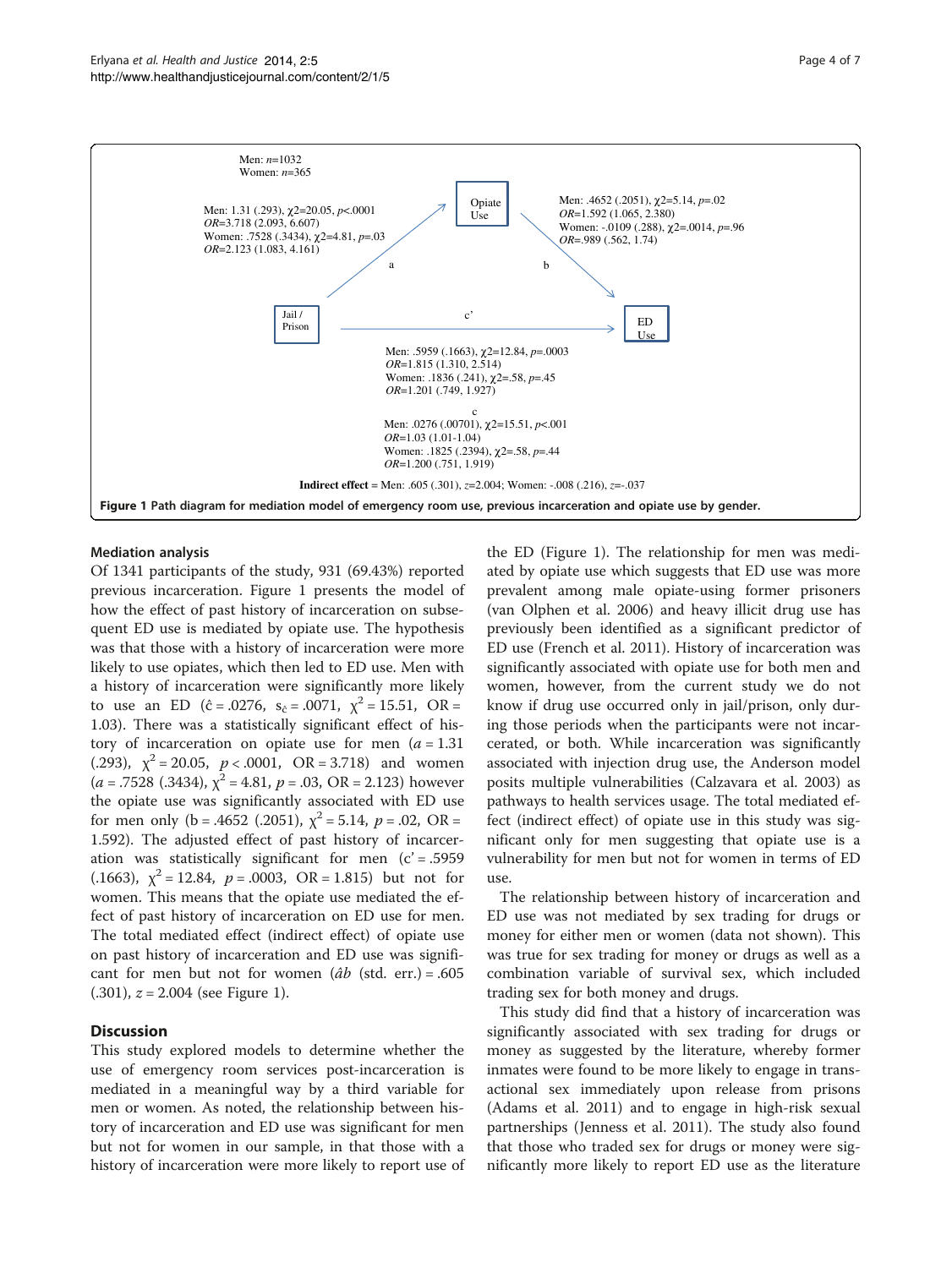Men: $n$=1032
Women: $n$=365

Men: 1.31 (.293), $\chi$2=20.05, $p$<.0001
$OR$=3.718 (2.093, 6.607)
Women: .7528 (.3434), $\chi$2=4.81, $p$=.03
$OR$=2.123 (1.083, 4.161)

Opiate Use

Men: .4652 (.2051), $\chi$2=5.14, $p$=.02
$OR$=1.592 (1.065, 2.380)
Women: -.0109 (.288), $\chi$2=0.0014, $p$=.96
$OR$=.989 (.562, 1.74)

a

b

Jail / Prison

c'

ED Use

Men: .5959 (.1663), $\chi$2=12.84, $p$=.0003
$OR$=1.815 (1.310, 2.514)
Women: .1836 (.241), $\chi$2=.58, $p$=.45
$OR$=1.201 (.749, 1.927)

c
Men: .0276 (.00701), $\chi$2=15.51, $p$<.001
$OR$=1.03 (1.01-1.04)
Women: .1825 (.2394), $\chi$2=.58, $p$=.44
$OR$=1.200 (.751, 1.919)

**Indirect effect** = Men: .605 (.301), $z$=2.004; Women: -.008 (.216), $z$=-.037

**Figure 1 Path diagram for mediation model of emergency room use, previous incarceration and opiate use by gender.**

### Mediation analysis

Of 1341 participants of the study, 931 (69.43%) reported previous incarceration. Figure 1 presents the model of how the effect of past history of incarceration on subsequent ED use is mediated by opiate use. The hypothesis was that those with a history of incarceration were more likely to use opiates, which then led to ED use. Men with a history of incarceration were significantly more likely to use an ED ($\hat{c}$ = .0276, $s_{\hat{c}}$ = .0071, $\chi^2$ = 15.51, OR = 1.03). There was a statistically significant effect of history of incarceration on opiate use for men ($a$ = 1.31 (.293), $\chi^2$ = 20.05, $p$ < .0001, OR = 3.718) and women ($a$ = .7528 (.3434), $\chi^2$ = 4.81, $p$ = .03, OR = 2.123) however the opiate use was significantly associated with ED use for men only (b = .4652 (.2051), $\chi^2$ = 5.14, $p$ = .02, OR = 1.592). The adjusted effect of past history of incarceration was statistically significant for men (c' = .5959 (.1663), $\chi^2$ = 12.84, $p$ = .0003, OR = 1.815) but not for women. This means that the opiate use mediated the effect of past history of incarceration on ED use for men. The total mediated effect (indirect effect) of opiate use on past history of incarceration and ED use was significant for men but not for women ($\hat{a}\hat{b}$ (std. err.) = .605 (.301), $z$ = 2.004 (see Figure 1).

## Discussion

This study explored models to determine whether the use of emergency room services post-incarceration is mediated in a meaningful way by a third variable for men or women. As noted, the relationship between history of incarceration and ED use was significant for men but not for women in our sample, in that those with a history of incarceration were more likely to report use of the ED (Figure 1). The relationship for men was mediated by opiate use which suggests that ED use was more prevalent among male opiate-using former prisoners (van Olphen et al. 2006) and heavy illicit drug use has previously been identified as a significant predictor of ED use (French et al. 2011). History of incarceration was significantly associated with opiate use for both men and women, however, from the current study we do not know if drug use occurred only in jail/prison, only during those periods when the participants were not incarcerated, or both. While incarceration was significantly associated with injection drug use, the Anderson model posits multiple vulnerabilities (Calzavara et al. 2003) as pathways to health services usage. The total mediated effect (indirect effect) of opiate use in this study was significant only for men suggesting that opiate use is a vulnerability for men but not for women in terms of ED use.

The relationship between history of incarceration and ED use was not mediated by sex trading for drugs or money for either men or women (data not shown). This was true for sex trading for money or drugs as well as a combination variable of survival sex, which included trading sex for both money and drugs.

This study did find that a history of incarceration was significantly associated with sex trading for drugs or money as suggested by the literature, whereby former inmates were found to be more likely to engage in transactional sex immediately upon release from prisons (Adams et al. 2011) and to engage in high-risk sexual partnerships (Jenness et al. 2011). The study also found that those who traded sex for drugs or money were significantly more likely to report ED use as the literature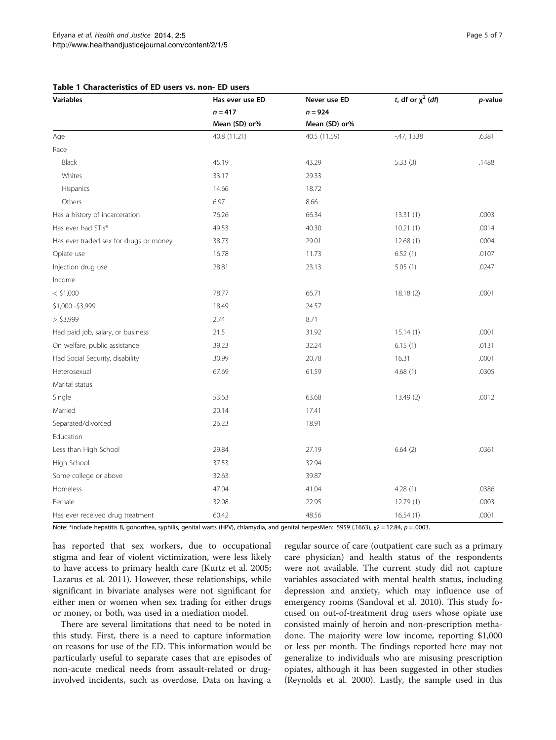**Table 1 Characteristics of ED users vs. non- ED users**

| Variables | Has ever use ED | Never use ED | *t*, df or $\chi^2$ (*df*) | *p*-value |
|---|---|---|---|---|
| | *n* = 417 | *n* = 924 | | |
| | Mean (SD) or% | Mean (SD) or% | | |
| Age | 40.8 (11.21) | 40.5 (11.59) | -.47, 1338 | .6381 |
| Race | | | | |
| Black | 45.19 | 43.29 | 5.33 (3) | .1488 |
| Whites | 33.17 | 29.33 | | |
| Hispanics | 14.66 | 18.72 | | |
| Others | 6.97 | 8.66 | | |
| Has a history of incarceration | 76.26 | 66.34 | 13.31 (1) | .0003 |
| Has ever had STIs* | 49.53 | 40.30 | 10.21 (1) | .0014 |
| Has ever traded sex for drugs or money | 38.73 | 29.01 | 12.68 (1) | .0004 |
| Opiate use | 16.78 | 11.73 | 6.52 (1) | .0107 |
| Injection drug use | 28.81 | 23.13 | 5.05 (1) | .0247 |
| Income | | | | |
| < $1,000 | 78.77 | 66.71 | 18.18 (2) | .0001 |
| $1,000 -$3,999 | 18.49 | 24.57 | | |
| > $3,999 | 2.74 | 8.71 | | |
| Had paid job, salary, or business | 21.5 | 31.92 | 15.14 (1) | .0001 |
| On welfare, public assistance | 39.23 | 32.24 | 6.15 (1) | .0131 |
| Had Social Security, disability | 30.99 | 20.78 | 16.31 | .0001 |
| Heterosexual | 67.69 | 61.59 | 4.68 (1) | .0305 |
| Marital status | | | | |
| Single | 53.63 | 63.68 | 13.49 (2) | .0012 |
| Married | 20.14 | 17.41 | | |
| Separated/divorced | 26.23 | 18.91 | | |
| Education | | | | |
| Less than High School | 29.84 | 27.19 | 6.64 (2) | .0361 |
| High School | 37.53 | 32.94 | | |
| Some college or above | 32.63 | 39.87 | | |
| Homeless | 47.04 | 41.04 | 4.28 (1) | .0386 |
| Female | 32.08 | 22.95 | 12.79 (1) | .0003 |
| Has ever received drug treatment | 60.42 | 48.56 | 16.54 (1) | .0001 |

Note: *include hepatitis B, gonorrhea, syphilis, genital warts (HPV), chlamydia, and genital herpesMen: .5959 (.1663), $\chi2 = 12.84$, $p = .0003$.

has reported that sex workers, due to occupational stigma and fear of violent victimization, were less likely to have access to primary health care (Kurtz et al. 2005; Lazarus et al. 2011). However, these relationships, while significant in bivariate analyses were not significant for either men or women when sex trading for either drugs or money, or both, was used in a mediation model.

There are several limitations that need to be noted in this study. First, there is a need to capture information on reasons for use of the ED. This information would be particularly useful to separate cases that are episodes of non-acute medical needs from assault-related or drug-involved incidents, such as overdose. Data on having a regular source of care (outpatient care such as a primary care physician) and health status of the respondents were not available. The current study did not capture variables associated with mental health status, including depression and anxiety, which may influence use of emergency rooms (Sandoval et al. 2010). This study focused on out-of-treatment drug users whose opiate use consisted mainly of heroin and non-prescription methadone. The majority were low income, reporting $1,000 or less per month. The findings reported here may not generalize to individuals who are misusing prescription opiates, although it has been suggested in other studies (Reynolds et al. 2000). Lastly, the sample used in this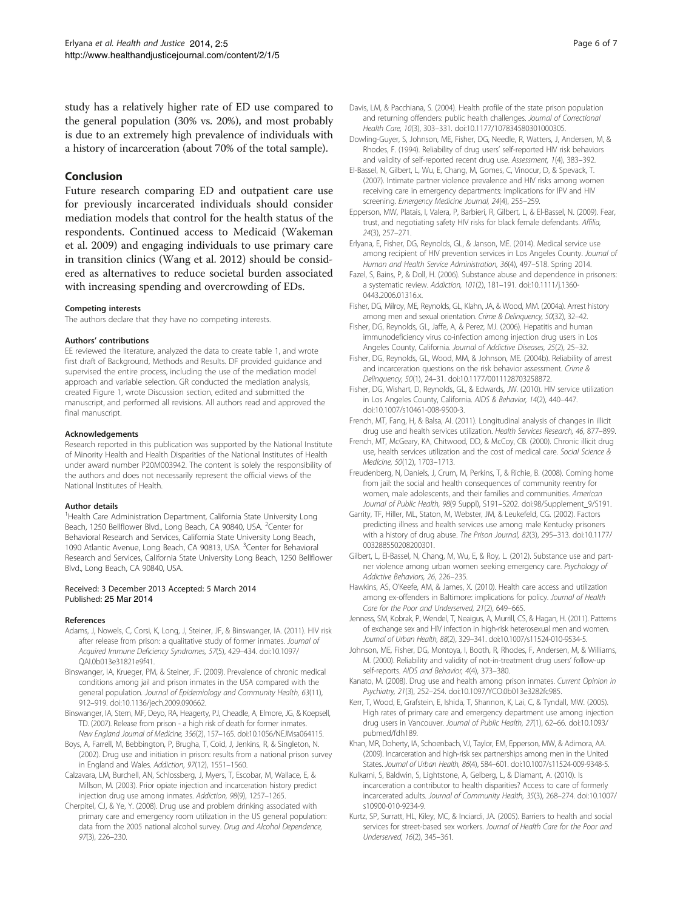study has a relatively higher rate of ED use compared to the general population (30% vs. 20%), and most probably is due to an extremely high prevalence of individuals with a history of incarceration (about 70% of the total sample).

## Conclusion

Future research comparing ED and outpatient care use for previously incarcerated individuals should consider mediation models that control for the health status of the respondents. Continued access to Medicaid (Wakeman et al. 2009) and engaging individuals to use primary care in transition clinics (Wang et al. 2012) should be considered as alternatives to reduce societal burden associated with increasing spending and overcrowding of EDs.

#### Competing interests

The authors declare that they have no competing interests.

#### Authors' contributions

EE reviewed the literature, analyzed the data to create table 1, and wrote first draft of Background, Methods and Results. DF provided guidance and supervised the entire process, including the use of the mediation model approach and variable selection. GR conducted the mediation analysis, created Figure 1, wrote Discussion section, edited and submitted the manuscript, and performed all revisions. All authors read and approved the final manuscript.

#### Acknowledgements

Research reported in this publication was supported by the National Institute of Minority Health and Health Disparities of the National Institutes of Health under award number P20M003942. The content is solely the responsibility of the authors and does not necessarily represent the official views of the National Institutes of Health.

#### Author details

[1]Health Care Administration Department, California State University Long Beach, 1250 Bellflower Blvd., Long Beach, CA 90840, USA. [2]Center for Behavioral Research and Services, California State University Long Beach, 1090 Atlantic Avenue, Long Beach, CA 90813, USA. [3]Center for Behavioral Research and Services, California State University Long Beach, 1250 Bellflower Blvd., Long Beach, CA 90840, USA.

Received: 3 December 2013 Accepted: 5 March 2014
Published: 25 Mar 2014

#### References

Adams, J, Nowels, C, Corsi, K, Long, J, Steiner, JF, & Binswanger, IA. (2011). HIV risk after release from prison: a qualitative study of former inmates. *Journal of Acquired Immune Deficiency Syndromes, 57*(5), 429–434. doi:10.1097/QAI.0b013e31821e9f41.

Binswanger, IA, Krueger, PM, & Steiner, JF. (2009). Prevalence of chronic medical conditions among jail and prison inmates in the USA compared with the general population. *Journal of Epidemiology and Community Health, 63*(11), 912–919. doi:10.1136/jech.2009.090662.

Binswanger, IA, Stern, MF, Deyo, RA, Heagerty, PJ, Cheadle, A, Elmore, JG, & Koepsell, TD. (2007). Release from prison - a high risk of death for former inmates. *New England Journal of Medicine, 356*(2), 157–165. doi:10.1056/NEJMsa064115.

Boys, A, Farrell, M, Bebbington, P, Brugha, T, Coid, J, Jenkins, R, & Singleton, N. (2002). Drug use and initiation in prison: results from a national prison survey in England and Wales. *Addiction, 97*(12), 1551–1560.

Calzavara, LM, Burchell, AN, Schlossberg, J, Myers, T, Escobar, M, Wallace, E, & Millson, M. (2003). Prior opiate injection and incarceration history predict injection drug use among inmates. *Addiction, 98*(9), 1257–1265.

Cherpitel, CJ, & Ye, Y. (2008). Drug use and problem drinking associated with primary care and emergency room utilization in the US general population: data from the 2005 national alcohol survey. *Drug and Alcohol Dependence, 97*(3), 226–230.

Davis, LM, & Pacchiana, S. (2004). Health profile of the state prison population and returning offenders: public health challenges. *Journal of Correctional Health Care, 10*(3), 303–331. doi:10.1177/107834580301000305.

Dowling-Guyer, S, Johnson, ME, Fisher, DG, Needle, R, Watters, J, Andersen, M, & Rhodes, F. (1994). Reliability of drug users' self-reported HIV risk behaviors and validity of self-reported recent drug use. *Assessment, 1*(4), 383–392.

El-Bassel, N, Gilbert, L, Wu, E, Chang, M, Gomes, C, Vinocur, D, & Spevack, T. (2007). Intimate partner violence prevalence and HIV risks among women receiving care in emergency departments: Implications for IPV and HIV screening. *Emergency Medicine Journal, 24*(4), 255–259.

Epperson, MW, Platais, I, Valera, P, Barbieri, R, Gilbert, L, & El-Bassel, N. (2009). Fear, trust, and negotiating safety HIV risks for black female defendants. *Affilia, 24*(3), 257–271.

Erlyana, E, Fisher, DG, Reynolds, GL, & Janson, ME. (2014). Medical service use among recipient of HIV prevention services in Los Angeles County. *Journal of Human and Health Service Administration, 36*(4), 497–518. Spring 2014.

Fazel, S, Bains, P, & Doll, H. (2006). Substance abuse and dependence in prisoners: a systematic review. *Addiction, 101*(2), 181–191. doi:10.1111/j.1360-0443.2006.01316.x.

Fisher, DG, Milroy, ME, Reynolds, GL, Klahn, JA, & Wood, MM. (2004a). Arrest history among men and sexual orientation. *Crime & Delinquency, 50*(32), 32–42.

Fisher, DG, Reynolds, GL, Jaffe, A, & Perez, MJ. (2006). Hepatitis and human immunodeficiency virus co-infection among injection drug users in Los Angeles County, California. *Journal of Addictive Diseases, 25*(2), 25–32.

Fisher, DG, Reynolds, GL, Wood, MM, & Johnson, ME. (2004b). Reliability of arrest and incarceration questions on the risk behavior assessment. *Crime & Delinquency, 50*(1), 24–31. doi:10.1177/0011128703258872.

Fisher, DG, Wishart, D, Reynolds, GL, & Edwards, JW. (2010). HIV service utilization in Los Angeles County, California. *AIDS & Behavior, 14*(2), 440–447. doi:10.1007/s10461-008-9500-3.

French, MT, Fang, H, & Balsa, AI. (2011). Longitudinal analysis of changes in illicit drug use and health services utilization. *Health Services Research, 46*, 877–899.

French, MT, McGeary, KA, Chitwood, DD, & McCoy, CB. (2000). Chronic illicit drug use, health services utilization and the cost of medical care. *Social Science & Medicine, 50*(12), 1703–1713.

Freudenberg, N, Daniels, J, Crum, M, Perkins, T, & Richie, B. (2008). Coming home from jail: the social and health consequences of community reentry for women, male adolescents, and their families and communities. *American Journal of Public Health, 98*(9 Suppl), S191–S202. doi:98/Supplement_9/S191.

Garrity, TF, Hiller, ML, Staton, M, Webster, JM, & Leukefeld, CG. (2002). Factors predicting illness and health services use among male Kentucky prisoners with a history of drug abuse. *The Prison Journal, 82*(3), 295–313. doi:10.1177/003288550208200301.

Gilbert, L, El-Bassel, N, Chang, M, Wu, E, & Roy, L. (2012). Substance use and partner violence among urban women seeking emergency care. *Psychology of Addictive Behaviors, 26*, 226–235.

Hawkins, AS, O'Keefe, AM, & James, X. (2010). Health care access and utilization among ex-offenders in Baltimore: implications for policy. *Journal of Health Care for the Poor and Underserved, 21*(2), 649–665.

Jenness, SM, Kobrak, P, Wendel, T, Neaigus, A, Murrill, CS, & Hagan, H. (2011). Patterns of exchange sex and HIV infection in high-risk heterosexual men and women. *Journal of Urban Health, 88*(2), 329–341. doi:10.1007/s11524-010-9534-5.

Johnson, ME, Fisher, DG, Montoya, I, Booth, R, Rhodes, F, Andersen, M, & Williams, M. (2000). Reliability and validity of not-in-treatment drug users' follow-up self-reports. *AIDS and Behavior, 4*(4), 373–380.

Kanato, M. (2008). Drug use and health among prison inmates. *Current Opinion in Psychiatry, 21*(3), 252–254. doi:10.1097/YCO.0b013e3282fc985.

Kerr, T, Wood, E, Grafstein, E, Ishida, T, Shannon, K, Lai, C, & Tyndall, MW. (2005). High rates of primary care and emergency department use among injection drug users in Vancouver. *Journal of Public Health, 27*(1), 62–66. doi:10.1093/pubmed/fdh189.

Khan, MR, Doherty, IA, Schoenbach, VJ, Taylor, EM, Epperson, MW, & Adimora, AA. (2009). Incarceration and high-risk sex partnerships among men in the United States. *Journal of Urban Health, 86*(4), 584–601. doi:10.1007/s11524-009-9348-5.

Kulkarni, S, Baldwin, S, Lightstone, A, Gelberg, L, & Diamant, A. (2010). Is incarceration a contributor to health disparities? Access to care of formerly incarcerated adults. *Journal of Community Health, 35*(3), 268–274. doi:10.1007/s10900-010-9234-9.

Kurtz, SP, Surratt, HL, Kiley, MC, & Inciardi, JA. (2005). Barriers to health and social services for street-based sex workers. *Journal of Health Care for the Poor and Underserved, 16*(2), 345–361.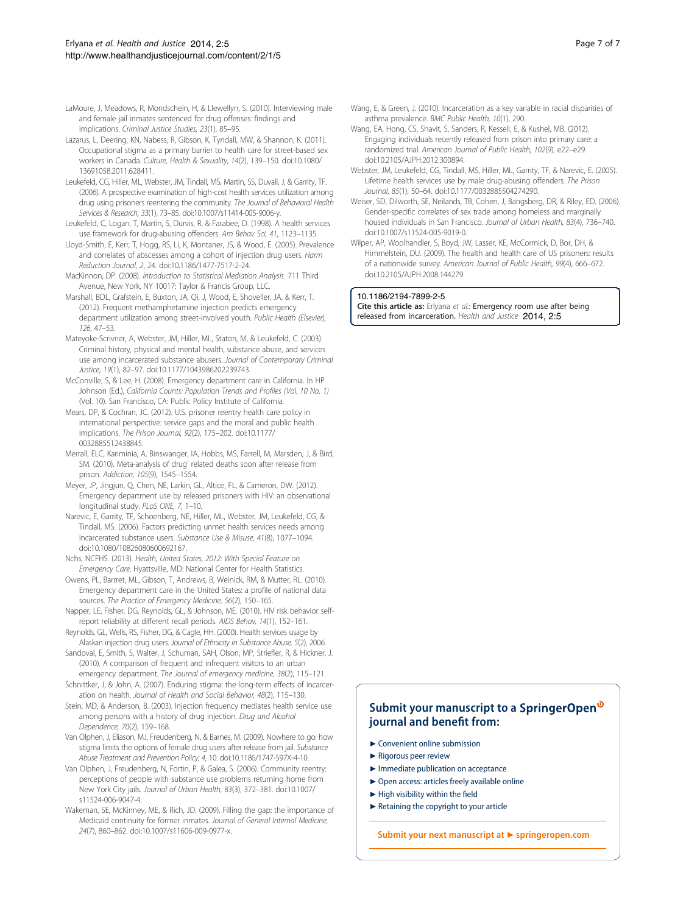LaMoure, J, Meadows, R, Mondschein, H, & Llewellyn, S. (2010). Interviewing male and female jail inmates sentenced for drug offenses: findings and implications. *Criminal Justice Studies, 23*(1), 85–95.

Lazarus, L, Deering, KN, Nabess, R, Gibson, K, Tyndall, MW, & Shannon, K. (2011). Occupational stigma as a primary barrier to health care for street-based sex workers in Canada. *Culture, Health & Sexuality, 14*(2), 139–150. doi:10.1080/13691058.2011.628411.

Leukefeld, CG, Hiller, ML, Webster, JM, Tindall, MS, Martin, SS, Duvall, J, & Garrity, TF. (2006). A prospective examination of high-cost health services utilization among drug using prisoners reentering the community. *The Journal of Behavioral Health Services & Research, 33*(1), 73–85. doi:10.1007/s11414-005-9006-y.

Leukefeld, C, Logan, T, Martin, S, Durvis, R, & Farabee, D. (1998). A health services use framework for drug-abusing offenders. *Am Behav Sci, 41*, 1123–1135.

Lloyd-Smith, E, Kerr, T, Hogg, RS, Li, K, Montaner, JS, & Wood, E. (2005). Prevalence and correlates of abscesses among a cohort of injection drug users. *Harm Reduction Journal, 2*, 24. doi:10.1186/1477-7517-2-24.

MacKinnon, DP. (2008). *Introduction to Statistical Mediation Analysis*. 711 Third Avenue, New York, NY 10017: Taylor & Francis Group, LLC.

Marshall, BDL, Grafstein, E, Buxton, JA, Qi, J, Wood, E, Shoveller, JA, & Kerr, T. (2012). Frequent methamphetamine injection predicts emergency department utilization among street-involved youth. *Public Health (Elsevier), 126*, 47–53.

Mateyoke-Scrivner, A, Webster, JM, Hiller, ML, Staton, M, & Leukefeld, C. (2003). Criminal history, physical and mental health, substance abuse, and services use among incarcerated substance abusers. *Journal of Contemporary Criminal Justice, 19*(1), 82–97. doi:10.1177/1043986202239743.

McConville, S, & Lee, H. (2008). Emergency department care in California. In HP Johnson (Ed.), *California Counts: Population Trends and Profiles (Vol. 10 No. 1)* (Vol. 10). San Francisco, CA: Public Policy Institute of California.

Mears, DP, & Cochran, JC. (2012). U.S. prisoner reentry health care policy in international perspective: service gaps and the moral and public health implications. *The Prison Journal, 92*(2), 175–202. doi:10.1177/0032885512438845.

Merrall, ELC, Kariminia, A, Binswanger, IA, Hobbs, MS, Farrell, M, Marsden, J, & Bird, SM. (2010). Meta-analysis of drug' related deaths soon after release from prison. *Addiction, 105*(9), 1545–1554.

Meyer, JP, Jingjun, Q, Chen, NE, Larkin, GL, Altice, FL, & Cameron, DW. (2012). Emergency department use by released prisoners with HIV: an observational longitudinal study. *PLoS ONE, 7*, 1–10.

Narevic, E, Garrity, TF, Schoenberg, NE, Hiller, ML, Webster, JM, Leukefeld, CG, & Tindall, MS. (2006). Factors predicting unmet health services needs among incarcerated substance users. *Substance Use & Misuse, 41*(8), 1077–1094. doi:10.1080/10826080600692167.

Nchs, NCFHS. (2013). *Health, United States, 2012: With Special Feature on Emergency Care*. Hyattsville, MD: National Center for Health Statistics.

Owens, PL, Barrret, ML, Gibson, T, Andrews, B, Weinick, RM, & Mutter, RL. (2010). Emergency department care in the United States: a profile of national data sources. *The Practice of Emergency Medicine, 56*(2), 150–165.

Napper, LE, Fisher, DG, Reynolds, GL, & Johnson, ME. (2010). HIV risk behavior self-report reliability at different recall periods. *AIDS Behav, 14*(1), 152–161.

Reynolds, GL, Wells, RS, Fisher, DG, & Cagle, HH. (2000). Health services usage by Alaskan injection drug users. *Journal of Ethnicity in Substance Abuse, 5*(2), 2006.

Sandoval, E, Smith, S, Walter, J, Schuman, SAH, Olson, MP, Striefler, R, & Hickner, J. (2010). A comparison of frequent and infrequent visitors to an urban emergency department. *The Journal of emergency medicine, 38*(2), 115–121.

Schnittker, J, & John, A. (2007). Enduring stigma: the long-term effects of incarceration on health. *Journal of Health and Social Behavior, 48*(2), 115–130.

Stein, MD, & Anderson, B. (2003). Injection frequency mediates health service use among persons with a history of drug injection. *Drug and Alcohol Dependence, 70*(2), 159–168.

Van Olphen, J, Eliason, MJ, Freudenberg, N, & Barnes, M. (2009). Nowhere to go: how stigma limits the options of female drug users after release from jail. *Substance Abuse Treatment and Prevention Policy, 4*, 10. doi:10.1186/1747-597X-4-10.

Van Olphen, J, Freudenberg, N, Fortin, P, & Galea, S. (2006). Community reentry: perceptions of people with substance use problems returning home from New York City jails. *Journal of Urban Health, 83*(3), 372–381. doi:10.1007/s11524-006-9047-4.

Wakeman, SE, McKinney, ME, & Rich, JD. (2009). Filling the gap: the importance of Medicaid continuity for former inmates. *Journal of General Internal Medicine, 24*(7), 860–862. doi:10.1007/s11606-009-0977-x.

Wang, E, & Green, J. (2010). Incarceration as a key variable in racial disparities of asthma prevalence. *BMC Public Health, 10*(1), 290.

Wang, EA, Hong, CS, Shavit, S, Sanders, R, Kessell, E, & Kushel, MB. (2012). Engaging individuals recently released from prison into primary care: a randomized trial. *American Journal of Public Health, 102*(9), e22–e29. doi:10.2105/AJPH.2012.300894.

Webster, JM, Leukefeld, CG, Tindall, MS, Hiller, ML, Garrity, TF, & Narevic, E. (2005). Lifetime health services use by male drug-abusing offenders. *The Prison Journal, 85*(1), 50–64. doi:10.1177/0032885504274290.

Weiser, SD, Dilworth, SE, Neilands, TB, Cohen, J, Bangsberg, DR, & Riley, ED. (2006). Gender-specific correlates of sex trade among homeless and marginally housed individuals in San Francisco. *Journal of Urban Health, 83*(4), 736–740. doi:10.1007/s11524-005-9019-0.

Wilper, AP, Woolhandler, S, Boyd, JW, Lasser, KE, McCormick, D, Bor, DH, & Himmelstein, DU. (2009). The health and health care of US prisoners: results of a nationwide survey. *American Journal of Public Health, 99*(4), 666–672. doi:10.2105/AJPH.2008.144279.

10.1186/2194-7899-2-5

**Cite this article as:** Erlyana *et al.*: Emergency room use after being released from incarceration. *Health and Justice* 2014, 2:5